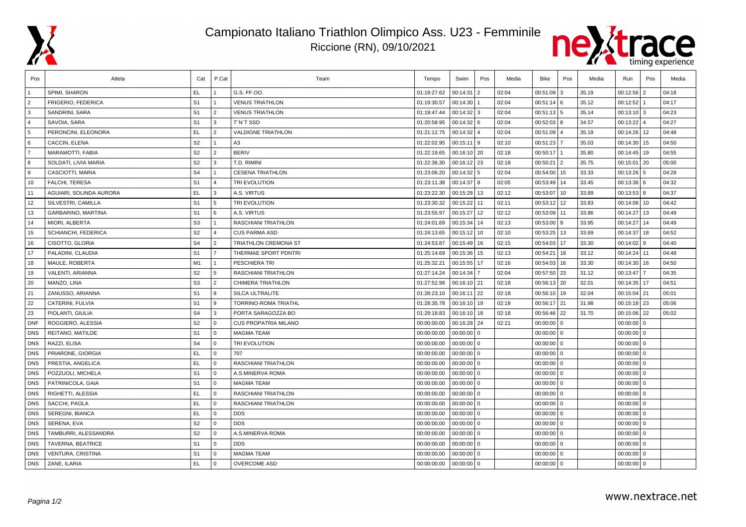# Campionato Italiano Triathlon Olimpico Ass. U23 - Femminile

Riccione (RN), 09/10/2021

| Pos | Atleta | Cat | P.Cat | Team | Tempo | Swim | Pos | Media | Bike | Pos | Media | Run | Pos | Media |
|---|---|---|---|---|---|---|---|---|---|---|---|---|---|---|
| 1 | SPIMI, SHARON | EL | 1 | G.S. FF.OO. | 01:19:27.62 | 00:14:31 | 2 | 02:04 | 00:51:09 | 3 | 35.19 | 00:12:56 | 2 | 04:18 |
| 2 | FRIGERIO, FEDERICA | S1 | 1 | VENUS TRIATHLON | 01:19:30.57 | 00:14:30 | 1 | 02:04 | 00:51:14 | 6 | 35.12 | 00:12:52 | 1 | 04:17 |
| 3 | SANDRINI, SARA | S1 | 2 | VENUS TRIATHLON | 01:19:47.44 | 00:14:32 | 3 | 02:04 | 00:51:13 | 5 | 35.14 | 00:13:10 | 3 | 04:23 |
| 4 | SAVOIA, SARA | S1 | 3 | T'N'T SSD | 01:20:58.95 | 00:14:32 | 6 | 02:04 | 00:52:03 | 8 | 34.57 | 00:13:22 | 4 | 04:27 |
| 5 | PERONCINI, ELEONORA | EL | 2 | VALDIGNE TRIATHLON | 01:21:12.75 | 00:14:32 | 4 | 02:04 | 00:51:09 | 4 | 35.19 | 00:14:26 | 12 | 04:48 |
| 6 | CACCIN, ELENA | S2 | 1 | A3 | 01:22:02.95 | 00:15:11 | 9 | 02:10 | 00:51:23 | 7 | 35.03 | 00:14:30 | 15 | 04:50 |
| 7 | MARAMOTTI, FABIA | S2 | 2 | BERIV | 01:22:19.65 | 00:16:10 | 20 | 02:18 | 00:50:17 | 1 | 35.80 | 00:14:45 | 19 | 04:55 |
| 8 | SOLDATI, LIVIA MARIA | S2 | 3 | T.D. RIMINI | 01:22:36.30 | 00:16:12 | 23 | 02:18 | 00:50:21 | 2 | 35.75 | 00:15:01 | 20 | 05:00 |
| 9 | CASCIOTTI, MARIA | S4 | 1 | CESENA TRIATHLON | 01:23:06.20 | 00:14:32 | 5 | 02:04 | 00:54:00 | 15 | 33.33 | 00:13:26 | 5 | 04:28 |
| 10 | FALCHI, TERESA | S1 | 4 | TRI EVOLUTION | 01:23:11.38 | 00:14:37 | 8 | 02:05 | 00:53:49 | 14 | 33.45 | 00:13:36 | 6 | 04:32 |
| 11 | AGUIARI, SOLINDA AURORA | EL | 3 | A.S. VIRTUS | 01:23:22.30 | 00:15:28 | 13 | 02:12 | 00:53:07 | 10 | 33.89 | 00:13:53 | 8 | 04:37 |
| 12 | SILVESTRI, CAMILLA | S1 | 5 | TRI EVOLUTION | 01:23:30.32 | 00:15:22 | 11 | 02:11 | 00:53:12 | 12 | 33.83 | 00:14:06 | 10 | 04:42 |
| 13 | GARBARINO, MARTINA | S1 | 6 | A.S. VIRTUS | 01:23:55.97 | 00:15:27 | 12 | 02:12 | 00:53:09 | 11 | 33.86 | 00:14:27 | 13 | 04:49 |
| 14 | MIORI, ALBERTA | S3 | 1 | RASCHIANI TRIATHLON | 01:24:01.69 | 00:15:34 | 14 | 02:13 | 00:53:00 | 9 | 33.95 | 00:14:27 | 14 | 04:49 |
| 15 | SCHIANCHI, FEDERICA | S2 | 4 | CUS PARMA ASD | 01:24:13.65 | 00:15:12 | 10 | 02:10 | 00:53:25 | 13 | 33.69 | 00:14:37 | 18 | 04:52 |
| 16 | CISOTTO, GLORIA | S4 | 2 | TRIATHLON CREMONA ST | 01:24:53.87 | 00:15:49 | 16 | 02:15 | 00:54:03 | 17 | 33.30 | 00:14:02 | 9 | 04:40 |
| 17 | PALADINI, CLAUDIA | S1 | 7 | THERMAE SPORT PDNTRI | 01:25:14.69 | 00:15:36 | 15 | 02:13 | 00:54:21 | 18 | 33.12 | 00:14:24 | 11 | 04:48 |
| 18 | MAULE, ROBERTA | M1 | 1 | PESCHIERA TRI | 01:25:32.21 | 00:15:55 | 17 | 02:16 | 00:54:03 | 16 | 33.30 | 00:14:30 | 16 | 04:50 |
| 19 | VALENTI, ARIANNA | S2 | 5 | RASCHIANI TRIATHLON | 01:27:14.24 | 00:14:34 | 7 | 02:04 | 00:57:50 | 23 | 31.12 | 00:13:47 | 7 | 04:35 |
| 20 | MANZO, LINA | S3 | 2 | CHIMERA TRIATHLON | 01:27:52.98 | 00:16:10 | 21 | 02:18 | 00:56:13 | 20 | 32.01 | 00:14:35 | 17 | 04:51 |
| 21 | ZANUSSO, ARIANNA | S1 | 8 | SILCA ULTRALITE | 01:28:23.10 | 00:16:11 | 22 | 02:18 | 00:56:10 | 19 | 32.04 | 00:15:04 | 21 | 05:01 |
| 22 | CATERINI, FULVIA | S1 | 9 | TORRINO-ROMA TRIATHL | 01:28:35.78 | 00:16:10 | 19 | 02:18 | 00:56:17 | 21 | 31.98 | 00:15:18 | 23 | 05:06 |
| 23 | PIOLANTI, GIULIA | S4 | 3 | PORTA SARAGOZZA BO | 01:29:18.83 | 00:16:10 | 18 | 02:18 | 00:56:46 | 22 | 31.70 | 00:15:06 | 22 | 05:02 |
| DNF | ROGGIERO, ALESSIA | S2 | 0 | CUS PROPATRIA MILANO | 00:00:00.00 | 00:16:28 | 24 | 02:21 | 00:00:00 | 0 | | 00:00:00 | 0 | |
| DNS | REITANO, MATILDE | S1 | 0 | MAGMA TEAM | 00:00:00.00 | 00:00:00 | 0 | | 00:00:00 | 0 | | 00:00:00 | 0 | |
| DNS | RAZZI, ELISA | S4 | 0 | TRI EVOLUTION | 00:00:00.00 | 00:00:00 | 0 | | 00:00:00 | 0 | | 00:00:00 | 0 | |
| DNS | PRIARONE, GIORGIA | EL | 0 | 707 | 00:00:00.00 | 00:00:00 | 0 | | 00:00:00 | 0 | | 00:00:00 | 0 | |
| DNS | PRESTIA, ANGELICA | EL | 0 | RASCHIANI TRIATHLON | 00:00:00.00 | 00:00:00 | 0 | | 00:00:00 | 0 | | 00:00:00 | 0 | |
| DNS | POZZUOLI, MICHELA | S1 | 0 | A.S.MINERVA ROMA | 00:00:00.00 | 00:00:00 | 0 | | 00:00:00 | 0 | | 00:00:00 | 0 | |
| DNS | PATRINICOLA, GAIA | S1 | 0 | MAGMA TEAM | 00:00:00.00 | 00:00:00 | 0 | | 00:00:00 | 0 | | 00:00:00 | 0 | |
| DNS | RIGHETTI, ALESSIA | EL | 0 | RASCHIANI TRIATHLON | 00:00:00.00 | 00:00:00 | 0 | | 00:00:00 | 0 | | 00:00:00 | 0 | |
| DNS | SACCHI, PAOLA | EL | 0 | RASCHIANI TRIATHLON | 00:00:00.00 | 00:00:00 | 0 | | 00:00:00 | 0 | | 00:00:00 | 0 | |
| DNS | SEREGNI, BIANCA | EL | 0 | DDS | 00:00:00.00 | 00:00:00 | 0 | | 00:00:00 | 0 | | 00:00:00 | 0 | |
| DNS | SERENA, EVA | S2 | 0 | DDS | 00:00:00.00 | 00:00:00 | 0 | | 00:00:00 | 0 | | 00:00:00 | 0 | |
| DNS | TAMBURRI, ALESSANDRA | S2 | 0 | A.S.MINERVA ROMA | 00:00:00.00 | 00:00:00 | 0 | | 00:00:00 | 0 | | 00:00:00 | 0 | |
| DNS | TAVERNA, BEATRICE | S1 | 0 | DDS | 00:00:00.00 | 00:00:00 | 0 | | 00:00:00 | 0 | | 00:00:00 | 0 | |
| DNS | VENTURA, CRISTINA | S1 | 0 | MAGMA TEAM | 00:00:00.00 | 00:00:00 | 0 | | 00:00:00 | 0 | | 00:00:00 | 0 | |
| DNS | ZANE, ILARIA | EL | 0 | OVERCOME ASD | 00:00:00.00 | 00:00:00 | 0 | | 00:00:00 | 0 | | 00:00:00 | 0 | |

www.nextrace.net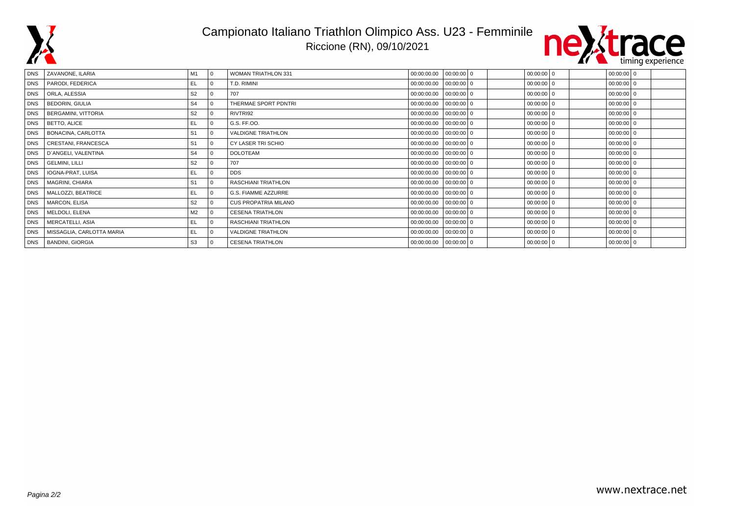# Campionato Italiano Triathlon Olimpico Ass. U23 - Femminile

Riccione (RN), 09/10/2021

| | | | | | | | | | | | | | |
|---|---|---|---|---|---|---|---|---|---|---|---|---|---|
| DNS | ZAVANONE, ILARIA | M1 | 0 | WOMAN TRIATHLON 331 | 00:00:00.00 | 00:00:00 | 0 | | 00:00:00 | 0 | | 00:00:00 | 0 |
| DNS | PARODI, FEDERICA | EL | 0 | T.D. RIMINI | 00:00:00.00 | 00:00:00 | 0 | | 00:00:00 | 0 | | 00:00:00 | 0 |
| DNS | ORLA, ALESSIA | S2 | 0 | 707 | 00:00:00.00 | 00:00:00 | 0 | | 00:00:00 | 0 | | 00:00:00 | 0 |
| DNS | BEDORIN, GIULIA | S4 | 0 | THERMAE SPORT PDNTRI | 00:00:00.00 | 00:00:00 | 0 | | 00:00:00 | 0 | | 00:00:00 | 0 |
| DNS | BERGAMINI, VITTORIA | S2 | 0 | RIVTRI92 | 00:00:00.00 | 00:00:00 | 0 | | 00:00:00 | 0 | | 00:00:00 | 0 |
| DNS | BETTO, ALICE | EL | 0 | G.S. FF.OO. | 00:00:00.00 | 00:00:00 | 0 | | 00:00:00 | 0 | | 00:00:00 | 0 |
| DNS | BONACINA, CARLOTTA | S1 | 0 | VALDIGNE TRIATHLON | 00:00:00.00 | 00:00:00 | 0 | | 00:00:00 | 0 | | 00:00:00 | 0 |
| DNS | CRESTANI, FRANCESCA | S1 | 0 | CY LASER TRI SCHIO | 00:00:00.00 | 00:00:00 | 0 | | 00:00:00 | 0 | | 00:00:00 | 0 |
| DNS | D´ANGELI, VALENTINA | S4 | 0 | DOLOTEAM | 00:00:00.00 | 00:00:00 | 0 | | 00:00:00 | 0 | | 00:00:00 | 0 |
| DNS | GELMINI, LILLI | S2 | 0 | 707 | 00:00:00.00 | 00:00:00 | 0 | | 00:00:00 | 0 | | 00:00:00 | 0 |
| DNS | IOGNA-PRAT, LUISA | EL | 0 | DDS | 00:00:00.00 | 00:00:00 | 0 | | 00:00:00 | 0 | | 00:00:00 | 0 |
| DNS | MAGRINI, CHIARA | S1 | 0 | RASCHIANI TRIATHLON | 00:00:00.00 | 00:00:00 | 0 | | 00:00:00 | 0 | | 00:00:00 | 0 |
| DNS | MALLOZZI, BEATRICE | EL | 0 | G.S. FIAMME AZZURRE | 00:00:00.00 | 00:00:00 | 0 | | 00:00:00 | 0 | | 00:00:00 | 0 |
| DNS | MARCON, ELISA | S2 | 0 | CUS PROPATRIA MILANO | 00:00:00.00 | 00:00:00 | 0 | | 00:00:00 | 0 | | 00:00:00 | 0 |
| DNS | MELDOLI, ELENA | M2 | 0 | CESENA TRIATHLON | 00:00:00.00 | 00:00:00 | 0 | | 00:00:00 | 0 | | 00:00:00 | 0 |
| DNS | MERCATELLI, ASIA | EL | 0 | RASCHIANI TRIATHLON | 00:00:00.00 | 00:00:00 | 0 | | 00:00:00 | 0 | | 00:00:00 | 0 |
| DNS | MISSAGLIA, CARLOTTA MARIA | EL | 0 | VALDIGNE TRIATHLON | 00:00:00.00 | 00:00:00 | 0 | | 00:00:00 | 0 | | 00:00:00 | 0 |
| DNS | BANDINI, GIORGIA | S3 | 0 | CESENA TRIATHLON | 00:00:00.00 | 00:00:00 | 0 | | 00:00:00 | 0 | | 00:00:00 | 0 |

www.nextrace.net